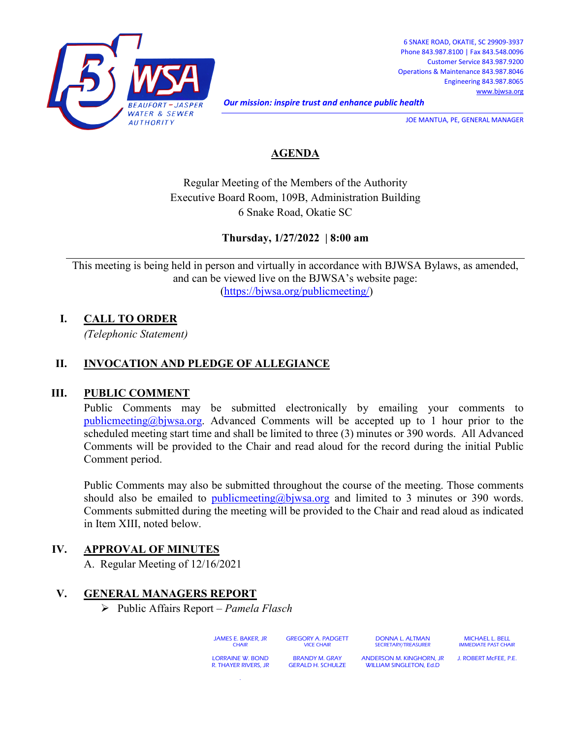BEAUFORT – JASPER WATER & SEWER AUTHORITY

6 SNAKE ROAD, OKATIE, SC 29909-3937
Phone 843.987.8100 | Fax 843.548.0096
Customer Service 843.987.9200
Operations & Maintenance 843.987.8046
Engineering 843.987.8065
www.bjwsa.org

***Our mission: inspire trust and enhance public health***

JOE MANTUA, PE, GENERAL MANAGER

# AGENDA

Regular Meeting of the Members of the Authority
Executive Board Room, 109B, Administration Building
6 Snake Road, Okatie SC

**Thursday, 1/27/2022 | 8:00 am**

---

This meeting is being held in person and virtually in accordance with BJWSA Bylaws, as amended, and can be viewed live on the BJWSA's website page: (https://bjwsa.org/publicmeeting/)

## I. CALL TO ORDER

*(Telephonic Statement)*

## II. INVOCATION AND PLEDGE OF ALLEGIANCE

## III. PUBLIC COMMENT

Public Comments may be submitted electronically by emailing your comments to publicmeeting@bjwsa.org. Advanced Comments will be accepted up to 1 hour prior to the scheduled meeting start time and shall be limited to three (3) minutes or 390 words. All Advanced Comments will be provided to the Chair and read aloud for the record during the initial Public Comment period.

Public Comments may also be submitted throughout the course of the meeting. Those comments should also be emailed to publicmeeting@bjwsa.org and limited to 3 minutes or 390 words. Comments submitted during the meeting will be provided to the Chair and read aloud as indicated in Item XIII, noted below.

## IV. APPROVAL OF MINUTES

A. Regular Meeting of 12/16/2021

## V. GENERAL MANAGERS REPORT

- Public Affairs Report – *Pamela Flasch*

JAMES E. BAKER, JR, CHAIR | GREGORY A. PADGETT, VICE CHAIR | DONNA L. ALTMAN, SECRETARY/TREASURER | MICHAEL L. BELL, IMMEDIATE PAST CHAIR

LORRAINE W. BOND | BRANDY M. GRAY | ANDERSON M. KINGHORN, JR | J. ROBERT McFEE, P.E. | R. THAYER RIVERS, JR | GERALD H. SCHULZE | WILLIAM SINGLETON, Ed.D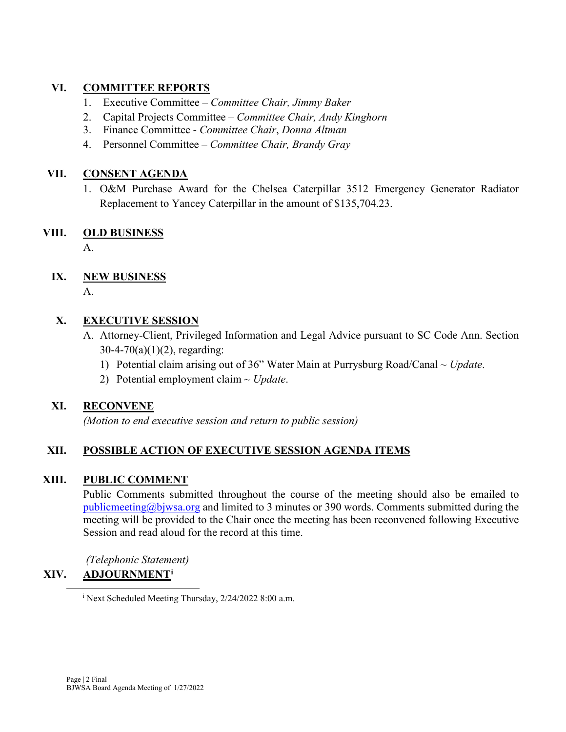## VI. COMMITTEE REPORTS

1. Executive Committee – *Committee Chair, Jimmy Baker*
2. Capital Projects Committee – *Committee Chair, Andy Kinghorn*
3. Finance Committee - *Committee Chair*, *Donna Altman*
4. Personnel Committee – *Committee Chair, Brandy Gray*

## VII. CONSENT AGENDA

1. O&M Purchase Award for the Chelsea Caterpillar 3512 Emergency Generator Radiator Replacement to Yancey Caterpillar in the amount of $135,704.23.

## VIII. OLD BUSINESS

A.

## IX. NEW BUSINESS

A.

## X. EXECUTIVE SESSION

A. Attorney-Client, Privileged Information and Legal Advice pursuant to SC Code Ann. Section 30-4-70(a)(1)(2), regarding:
   1) Potential claim arising out of 36" Water Main at Purrysburg Road/Canal ~ *Update*.
   2) Potential employment claim ~ *Update*.

## XI. RECONVENE

*(Motion to end executive session and return to public session)*

## XII. POSSIBLE ACTION OF EXECUTIVE SESSION AGENDA ITEMS

## XIII. PUBLIC COMMENT

Public Comments submitted throughout the course of the meeting should also be emailed to publicmeeting@bjwsa.org and limited to 3 minutes or 390 words. Comments submitted during the meeting will be provided to the Chair once the meeting has been reconvened following Executive Session and read aloud for the record at this time.

*(Telephonic Statement)*

## XIV. ADJOURNMENT[i]

[i] Next Scheduled Meeting Thursday, 2/24/2022 8:00 a.m.